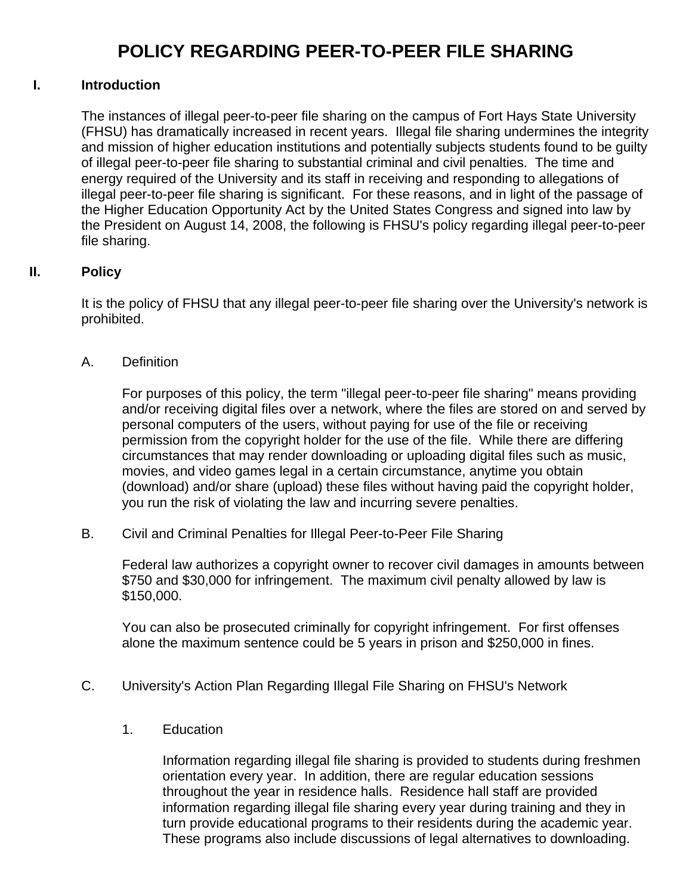# POLICY REGARDING PEER-TO-PEER FILE SHARING

## I. Introduction

The instances of illegal peer-to-peer file sharing on the campus of Fort Hays State University (FHSU) has dramatically increased in recent years. Illegal file sharing undermines the integrity and mission of higher education institutions and potentially subjects students found to be guilty of illegal peer-to-peer file sharing to substantial criminal and civil penalties. The time and energy required of the University and its staff in receiving and responding to allegations of illegal peer-to-peer file sharing is significant. For these reasons, and in light of the passage of the Higher Education Opportunity Act by the United States Congress and signed into law by the President on August 14, 2008, the following is FHSU's policy regarding illegal peer-to-peer file sharing.

## II. Policy

It is the policy of FHSU that any illegal peer-to-peer file sharing over the University's network is prohibited.

### A. Definition

For purposes of this policy, the term "illegal peer-to-peer file sharing" means providing and/or receiving digital files over a network, where the files are stored on and served by personal computers of the users, without paying for use of the file or receiving permission from the copyright holder for the use of the file. While there are differing circumstances that may render downloading or uploading digital files such as music, movies, and video games legal in a certain circumstance, anytime you obtain (download) and/or share (upload) these files without having paid the copyright holder, you run the risk of violating the law and incurring severe penalties.

### B. Civil and Criminal Penalties for Illegal Peer-to-Peer File Sharing

Federal law authorizes a copyright owner to recover civil damages in amounts between $750 and $30,000 for infringement. The maximum civil penalty allowed by law is $150,000.

You can also be prosecuted criminally for copyright infringement. For first offenses alone the maximum sentence could be 5 years in prison and $250,000 in fines.

### C. University's Action Plan Regarding Illegal File Sharing on FHSU's Network

#### 1. Education

Information regarding illegal file sharing is provided to students during freshmen orientation every year. In addition, there are regular education sessions throughout the year in residence halls. Residence hall staff are provided information regarding illegal file sharing every year during training and they in turn provide educational programs to their residents during the academic year. These programs also include discussions of legal alternatives to downloading.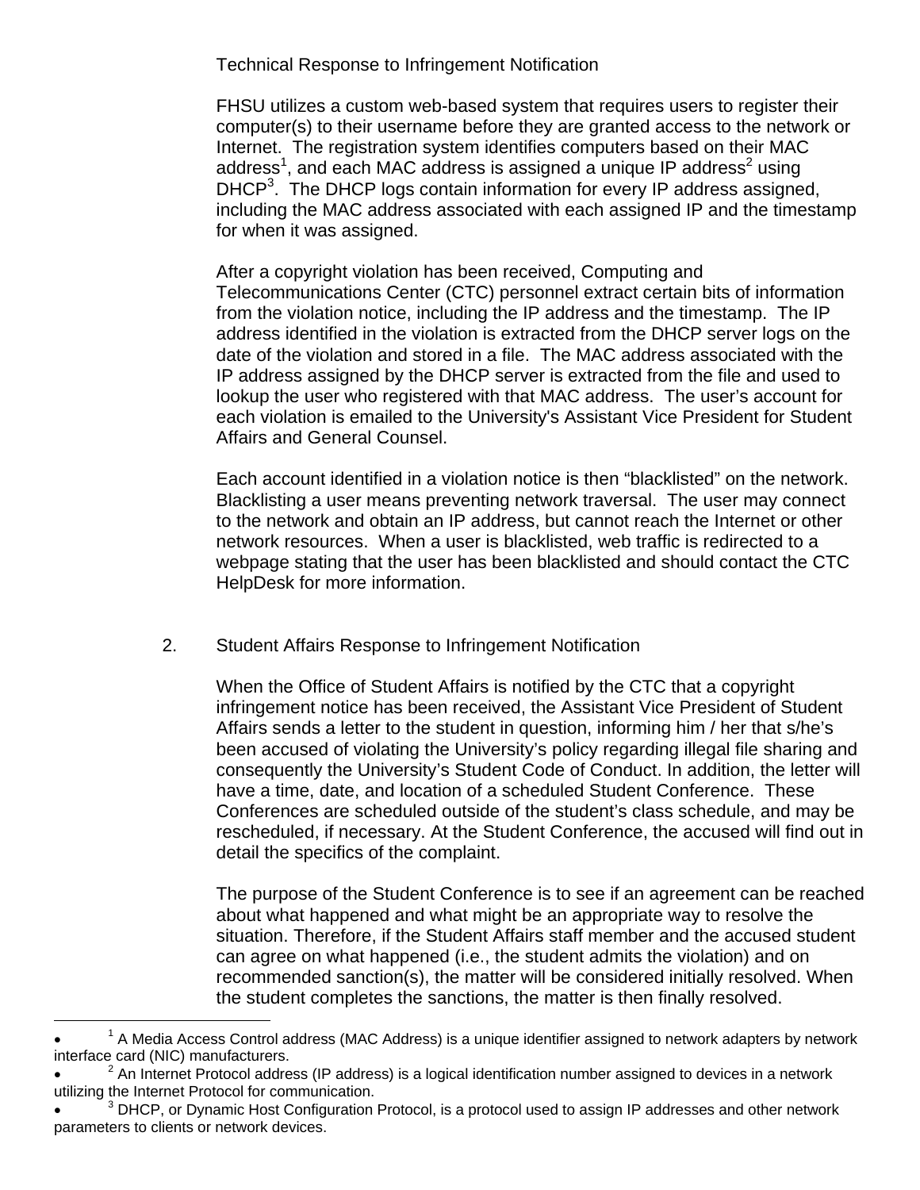Technical Response to Infringement Notification

FHSU utilizes a custom web-based system that requires users to register their computer(s) to their username before they are granted access to the network or Internet. The registration system identifies computers based on their MAC address[1], and each MAC address is assigned a unique IP address[2] using DHCP[3]. The DHCP logs contain information for every IP address assigned, including the MAC address associated with each assigned IP and the timestamp for when it was assigned.

After a copyright violation has been received, Computing and Telecommunications Center (CTC) personnel extract certain bits of information from the violation notice, including the IP address and the timestamp. The IP address identified in the violation is extracted from the DHCP server logs on the date of the violation and stored in a file. The MAC address associated with the IP address assigned by the DHCP server is extracted from the file and used to lookup the user who registered with that MAC address. The user's account for each violation is emailed to the University's Assistant Vice President for Student Affairs and General Counsel.

Each account identified in a violation notice is then "blacklisted" on the network. Blacklisting a user means preventing network traversal. The user may connect to the network and obtain an IP address, but cannot reach the Internet or other network resources. When a user is blacklisted, web traffic is redirected to a webpage stating that the user has been blacklisted and should contact the CTC HelpDesk for more information.

2. Student Affairs Response to Infringement Notification

When the Office of Student Affairs is notified by the CTC that a copyright infringement notice has been received, the Assistant Vice President of Student Affairs sends a letter to the student in question, informing him / her that s/he's been accused of violating the University's policy regarding illegal file sharing and consequently the University's Student Code of Conduct. In addition, the letter will have a time, date, and location of a scheduled Student Conference. These Conferences are scheduled outside of the student's class schedule, and may be rescheduled, if necessary. At the Student Conference, the accused will find out in detail the specifics of the complaint.

The purpose of the Student Conference is to see if an agreement can be reached about what happened and what might be an appropriate way to resolve the situation. Therefore, if the Student Affairs staff member and the accused student can agree on what happened (i.e., the student admits the violation) and on recommended sanction(s), the matter will be considered initially resolved. When the student completes the sanctions, the matter is then finally resolved.

---

- [1] A Media Access Control address (MAC Address) is a unique identifier assigned to network adapters by network interface card (NIC) manufacturers.
- [2] An Internet Protocol address (IP address) is a logical identification number assigned to devices in a network utilizing the Internet Protocol for communication.
- [3] DHCP, or Dynamic Host Configuration Protocol, is a protocol used to assign IP addresses and other network parameters to clients or network devices.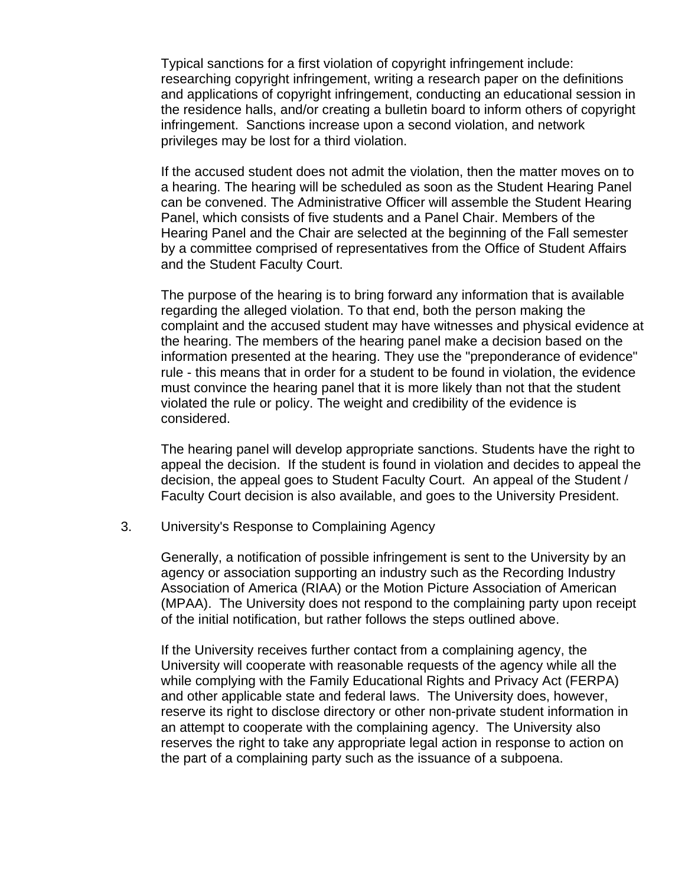Typical sanctions for a first violation of copyright infringement include: researching copyright infringement, writing a research paper on the definitions and applications of copyright infringement, conducting an educational session in the residence halls, and/or creating a bulletin board to inform others of copyright infringement. Sanctions increase upon a second violation, and network privileges may be lost for a third violation.

If the accused student does not admit the violation, then the matter moves on to a hearing. The hearing will be scheduled as soon as the Student Hearing Panel can be convened. The Administrative Officer will assemble the Student Hearing Panel, which consists of five students and a Panel Chair. Members of the Hearing Panel and the Chair are selected at the beginning of the Fall semester by a committee comprised of representatives from the Office of Student Affairs and the Student Faculty Court.

The purpose of the hearing is to bring forward any information that is available regarding the alleged violation. To that end, both the person making the complaint and the accused student may have witnesses and physical evidence at the hearing. The members of the hearing panel make a decision based on the information presented at the hearing. They use the "preponderance of evidence" rule - this means that in order for a student to be found in violation, the evidence must convince the hearing panel that it is more likely than not that the student violated the rule or policy. The weight and credibility of the evidence is considered.

The hearing panel will develop appropriate sanctions. Students have the right to appeal the decision. If the student is found in violation and decides to appeal the decision, the appeal goes to Student Faculty Court. An appeal of the Student / Faculty Court decision is also available, and goes to the University President.

3. University's Response to Complaining Agency

Generally, a notification of possible infringement is sent to the University by an agency or association supporting an industry such as the Recording Industry Association of America (RIAA) or the Motion Picture Association of American (MPAA). The University does not respond to the complaining party upon receipt of the initial notification, but rather follows the steps outlined above.

If the University receives further contact from a complaining agency, the University will cooperate with reasonable requests of the agency while all the while complying with the Family Educational Rights and Privacy Act (FERPA) and other applicable state and federal laws. The University does, however, reserve its right to disclose directory or other non-private student information in an attempt to cooperate with the complaining agency. The University also reserves the right to take any appropriate legal action in response to action on the part of a complaining party such as the issuance of a subpoena.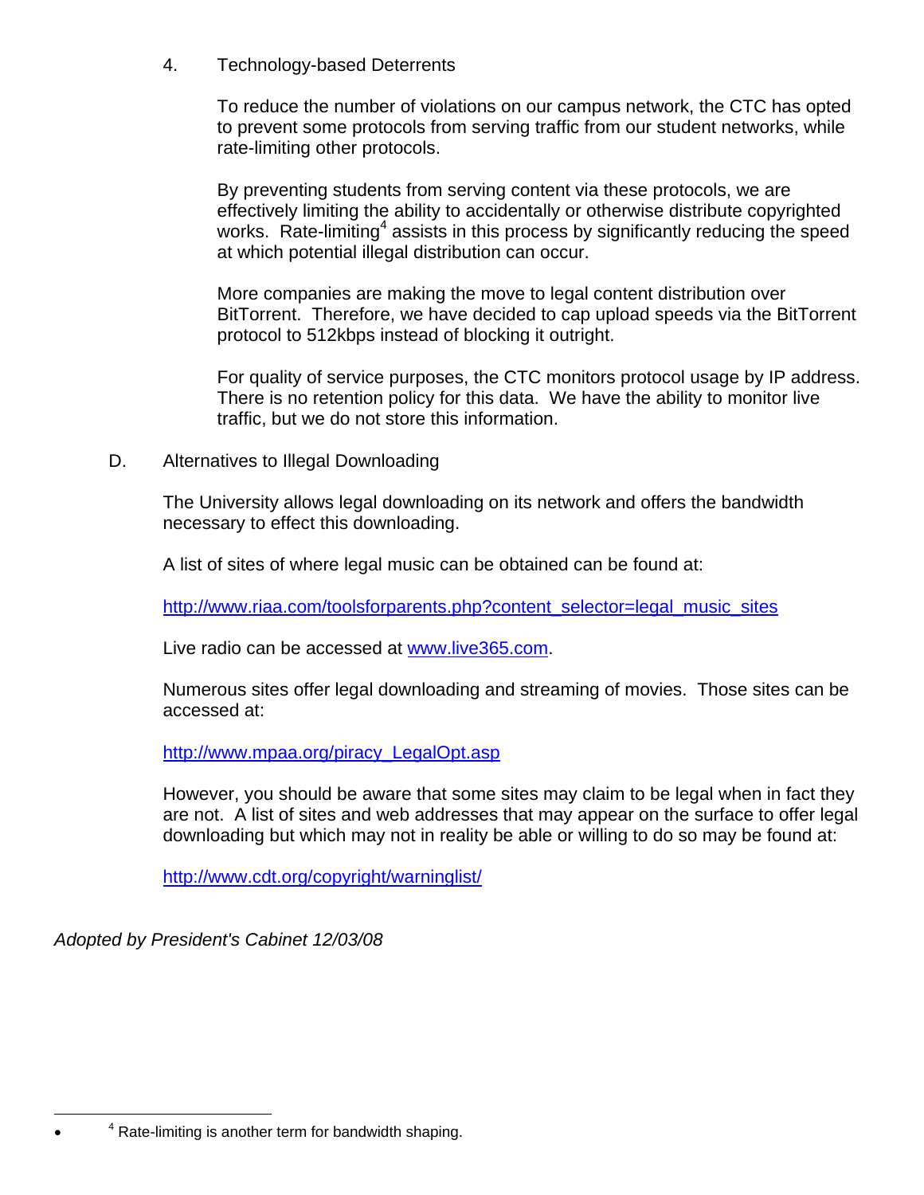4. Technology-based Deterrents

To reduce the number of violations on our campus network, the CTC has opted to prevent some protocols from serving traffic from our student networks, while rate-limiting other protocols.

By preventing students from serving content via these protocols, we are effectively limiting the ability to accidentally or otherwise distribute copyrighted works. Rate-limiting[4] assists in this process by significantly reducing the speed at which potential illegal distribution can occur.

More companies are making the move to legal content distribution over BitTorrent. Therefore, we have decided to cap upload speeds via the BitTorrent protocol to 512kbps instead of blocking it outright.

For quality of service purposes, the CTC monitors protocol usage by IP address. There is no retention policy for this data. We have the ability to monitor live traffic, but we do not store this information.

D. Alternatives to Illegal Downloading

The University allows legal downloading on its network and offers the bandwidth necessary to effect this downloading.

A list of sites of where legal music can be obtained can be found at:

http://www.riaa.com/toolsforparents.php?content_selector=legal_music_sites

Live radio can be accessed at www.live365.com.

Numerous sites offer legal downloading and streaming of movies. Those sites can be accessed at:

http://www.mpaa.org/piracy_LegalOpt.asp

However, you should be aware that some sites may claim to be legal when in fact they are not. A list of sites and web addresses that may appear on the surface to offer legal downloading but which may not in reality be able or willing to do so may be found at:

http://www.cdt.org/copyright/warninglist/

*Adopted by President's Cabinet 12/03/08*

---

[4] Rate-limiting is another term for bandwidth shaping.